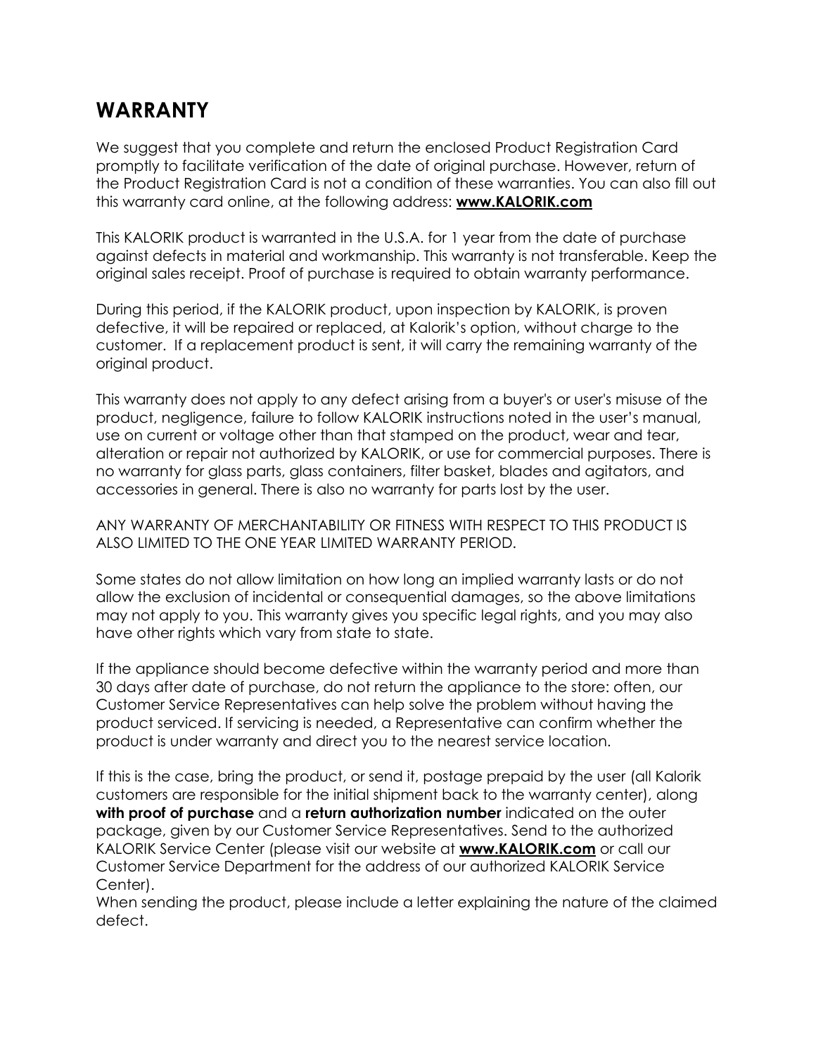# WARRANTY

We suggest that you complete and return the enclosed Product Registration Card promptly to facilitate verification of the date of original purchase. However, return of the Product Registration Card is not a condition of these warranties. You can also fill out this warranty card online, at the following address: **www.KALORIK.com**

This KALORIK product is warranted in the U.S.A. for 1 year from the date of purchase against defects in material and workmanship. This warranty is not transferable. Keep the original sales receipt. Proof of purchase is required to obtain warranty performance.

During this period, if the KALORIK product, upon inspection by KALORIK, is proven defective, it will be repaired or replaced, at Kalorik's option, without charge to the customer. If a replacement product is sent, it will carry the remaining warranty of the original product.

This warranty does not apply to any defect arising from a buyer's or user's misuse of the product, negligence, failure to follow KALORIK instructions noted in the user's manual, use on current or voltage other than that stamped on the product, wear and tear, alteration or repair not authorized by KALORIK, or use for commercial purposes. There is no warranty for glass parts, glass containers, filter basket, blades and agitators, and accessories in general. There is also no warranty for parts lost by the user.

ANY WARRANTY OF MERCHANTABILITY OR FITNESS WITH RESPECT TO THIS PRODUCT IS ALSO LIMITED TO THE ONE YEAR LIMITED WARRANTY PERIOD.

Some states do not allow limitation on how long an implied warranty lasts or do not allow the exclusion of incidental or consequential damages, so the above limitations may not apply to you. This warranty gives you specific legal rights, and you may also have other rights which vary from state to state.

If the appliance should become defective within the warranty period and more than 30 days after date of purchase, do not return the appliance to the store: often, our Customer Service Representatives can help solve the problem without having the product serviced. If servicing is needed, a Representative can confirm whether the product is under warranty and direct you to the nearest service location.

If this is the case, bring the product, or send it, postage prepaid by the user (all Kalorik customers are responsible for the initial shipment back to the warranty center), along **with proof of purchase** and a **return authorization number** indicated on the outer package, given by our Customer Service Representatives. Send to the authorized KALORIK Service Center (please visit our website at **www.KALORIK.com** or call our Customer Service Department for the address of our authorized KALORIK Service Center).
When sending the product, please include a letter explaining the nature of the claimed defect.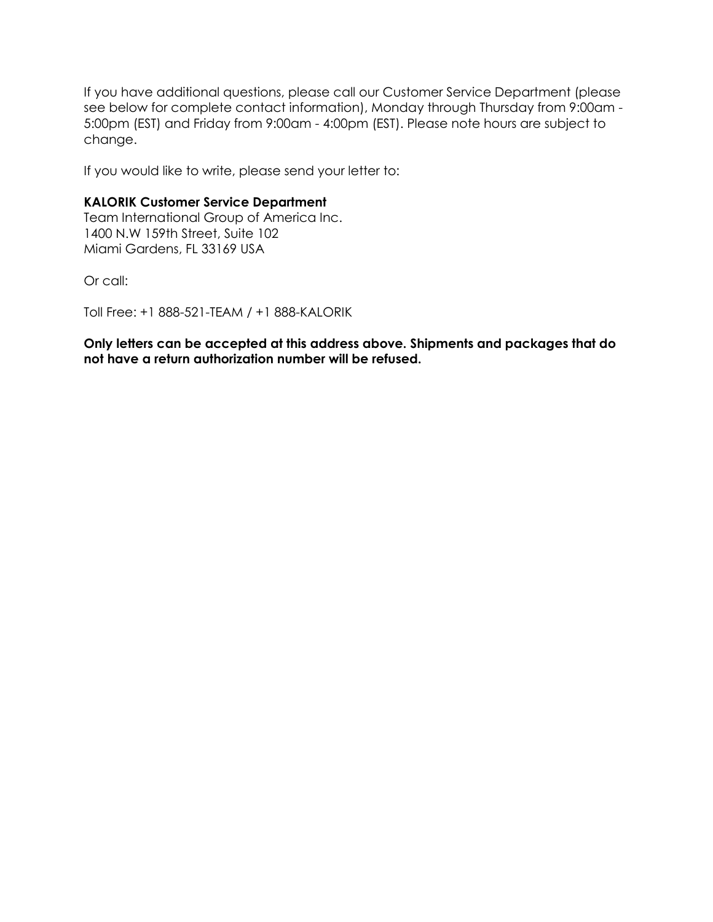If you have additional questions, please call our Customer Service Department (please see below for complete contact information), Monday through Thursday from 9:00am - 5:00pm (EST) and Friday from 9:00am - 4:00pm (EST). Please note hours are subject to change.

If you would like to write, please send your letter to:

**KALORIK Customer Service Department**
Team International Group of America Inc.
1400 N.W 159th Street, Suite 102
Miami Gardens, FL 33169 USA

Or call:

Toll Free: +1 888-521-TEAM / +1 888-KALORIK

**Only letters can be accepted at this address above. Shipments and packages that do not have a return authorization number will be refused.**